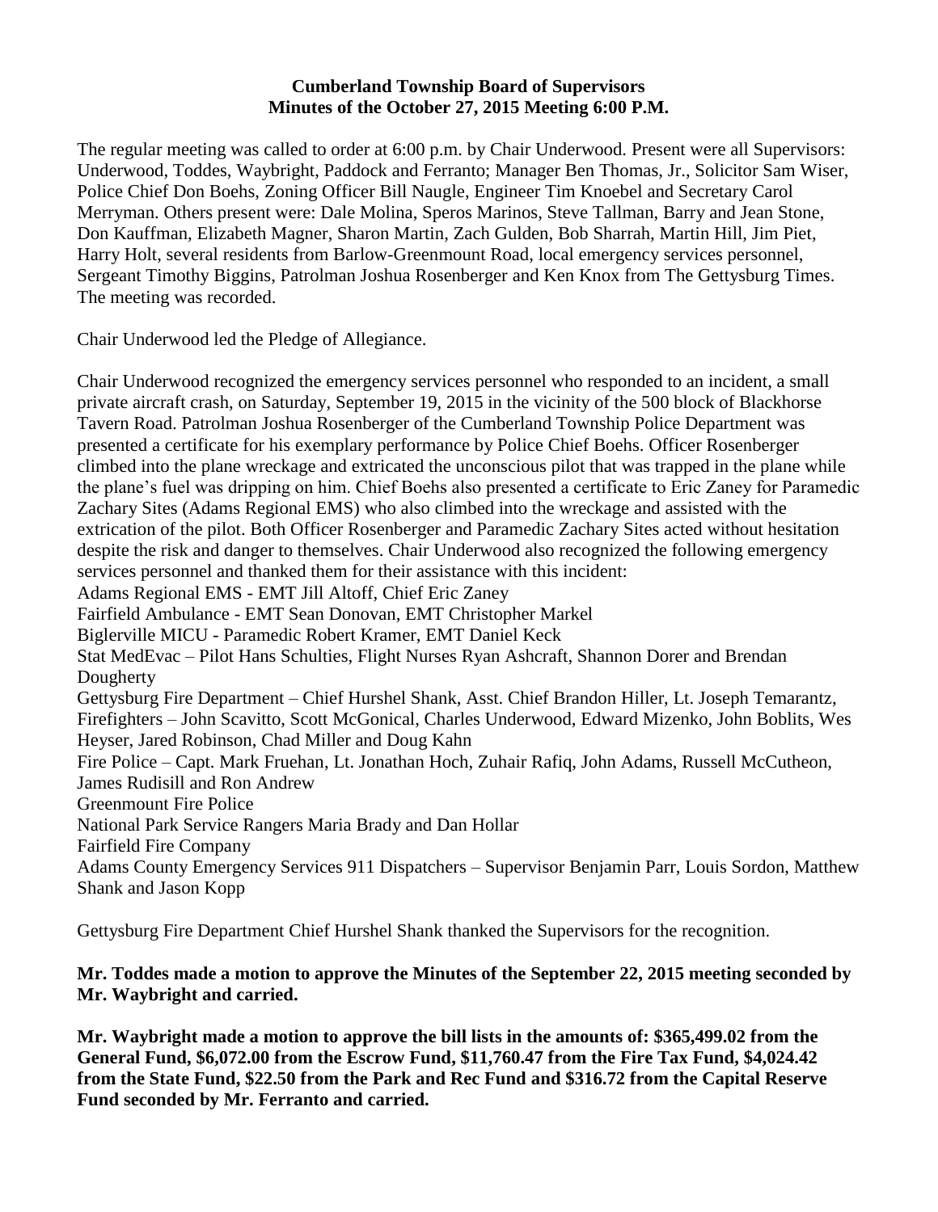**Cumberland Township Board of Supervisors**
**Minutes of the October 27, 2015 Meeting 6:00 P.M.**

The regular meeting was called to order at 6:00 p.m. by Chair Underwood. Present were all Supervisors: Underwood, Toddes, Waybright, Paddock and Ferranto; Manager Ben Thomas, Jr., Solicitor Sam Wiser, Police Chief Don Boehs, Zoning Officer Bill Naugle, Engineer Tim Knoebel and Secretary Carol Merryman. Others present were: Dale Molina, Speros Marinos, Steve Tallman, Barry and Jean Stone, Don Kauffman, Elizabeth Magner, Sharon Martin, Zach Gulden, Bob Sharrah, Martin Hill, Jim Piet, Harry Holt, several residents from Barlow-Greenmount Road, local emergency services personnel, Sergeant Timothy Biggins, Patrolman Joshua Rosenberger and Ken Knox from The Gettysburg Times. The meeting was recorded.

Chair Underwood led the Pledge of Allegiance.

Chair Underwood recognized the emergency services personnel who responded to an incident, a small private aircraft crash, on Saturday, September 19, 2015 in the vicinity of the 500 block of Blackhorse Tavern Road. Patrolman Joshua Rosenberger of the Cumberland Township Police Department was presented a certificate for his exemplary performance by Police Chief Boehs. Officer Rosenberger climbed into the plane wreckage and extricated the unconscious pilot that was trapped in the plane while the plane's fuel was dripping on him. Chief Boehs also presented a certificate to Eric Zaney for Paramedic Zachary Sites (Adams Regional EMS) who also climbed into the wreckage and assisted with the extrication of the pilot. Both Officer Rosenberger and Paramedic Zachary Sites acted without hesitation despite the risk and danger to themselves. Chair Underwood also recognized the following emergency services personnel and thanked them for their assistance with this incident:
Adams Regional EMS - EMT Jill Altoff, Chief Eric Zaney
Fairfield Ambulance - EMT Sean Donovan, EMT Christopher Markel
Biglerville MICU - Paramedic Robert Kramer, EMT Daniel Keck
Stat MedEvac – Pilot Hans Schulties, Flight Nurses Ryan Ashcraft, Shannon Dorer and Brendan Dougherty
Gettysburg Fire Department – Chief Hurshel Shank, Asst. Chief Brandon Hiller, Lt. Joseph Temarantz, Firefighters – John Scavitto, Scott McGonical, Charles Underwood, Edward Mizenko, John Boblits, Wes Heyser, Jared Robinson, Chad Miller and Doug Kahn
Fire Police – Capt. Mark Fruehan, Lt. Jonathan Hoch, Zuhair Rafiq, John Adams, Russell McCutheon, James Rudisill and Ron Andrew
Greenmount Fire Police
National Park Service Rangers Maria Brady and Dan Hollar
Fairfield Fire Company
Adams County Emergency Services 911 Dispatchers – Supervisor Benjamin Parr, Louis Sordon, Matthew Shank and Jason Kopp

Gettysburg Fire Department Chief Hurshel Shank thanked the Supervisors for the recognition.

**Mr. Toddes made a motion to approve the Minutes of the September 22, 2015 meeting seconded by Mr. Waybright and carried.**

**Mr. Waybright made a motion to approve the bill lists in the amounts of: $365,499.02 from the General Fund, $6,072.00 from the Escrow Fund, $11,760.47 from the Fire Tax Fund, $4,024.42 from the State Fund, $22.50 from the Park and Rec Fund and $316.72 from the Capital Reserve Fund seconded by Mr. Ferranto and carried.**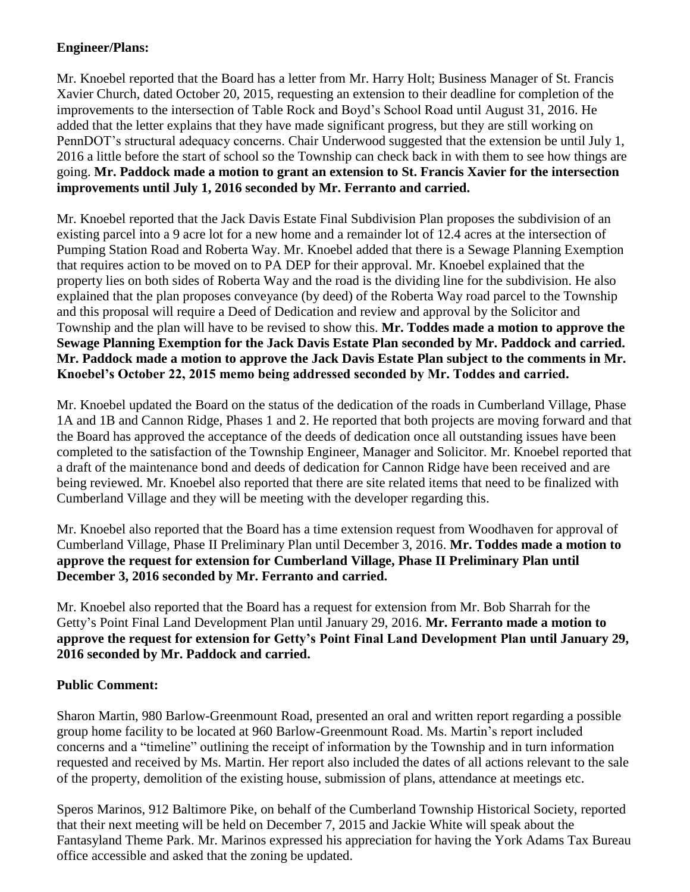**Engineer/Plans:**

Mr. Knoebel reported that the Board has a letter from Mr. Harry Holt; Business Manager of St. Francis Xavier Church, dated October 20, 2015, requesting an extension to their deadline for completion of the improvements to the intersection of Table Rock and Boyd's School Road until August 31, 2016. He added that the letter explains that they have made significant progress, but they are still working on PennDOT's structural adequacy concerns. Chair Underwood suggested that the extension be until July 1, 2016 a little before the start of school so the Township can check back in with them to see how things are going. **Mr. Paddock made a motion to grant an extension to St. Francis Xavier for the intersection improvements until July 1, 2016 seconded by Mr. Ferranto and carried.**

Mr. Knoebel reported that the Jack Davis Estate Final Subdivision Plan proposes the subdivision of an existing parcel into a 9 acre lot for a new home and a remainder lot of 12.4 acres at the intersection of Pumping Station Road and Roberta Way. Mr. Knoebel added that there is a Sewage Planning Exemption that requires action to be moved on to PA DEP for their approval. Mr. Knoebel explained that the property lies on both sides of Roberta Way and the road is the dividing line for the subdivision. He also explained that the plan proposes conveyance (by deed) of the Roberta Way road parcel to the Township and this proposal will require a Deed of Dedication and review and approval by the Solicitor and Township and the plan will have to be revised to show this. **Mr. Toddes made a motion to approve the Sewage Planning Exemption for the Jack Davis Estate Plan seconded by Mr. Paddock and carried. Mr. Paddock made a motion to approve the Jack Davis Estate Plan subject to the comments in Mr. Knoebel's October 22, 2015 memo being addressed seconded by Mr. Toddes and carried.**

Mr. Knoebel updated the Board on the status of the dedication of the roads in Cumberland Village, Phase 1A and 1B and Cannon Ridge, Phases 1 and 2. He reported that both projects are moving forward and that the Board has approved the acceptance of the deeds of dedication once all outstanding issues have been completed to the satisfaction of the Township Engineer, Manager and Solicitor. Mr. Knoebel reported that a draft of the maintenance bond and deeds of dedication for Cannon Ridge have been received and are being reviewed. Mr. Knoebel also reported that there are site related items that need to be finalized with Cumberland Village and they will be meeting with the developer regarding this.

Mr. Knoebel also reported that the Board has a time extension request from Woodhaven for approval of Cumberland Village, Phase II Preliminary Plan until December 3, 2016. **Mr. Toddes made a motion to approve the request for extension for Cumberland Village, Phase II Preliminary Plan until December 3, 2016 seconded by Mr. Ferranto and carried.**

Mr. Knoebel also reported that the Board has a request for extension from Mr. Bob Sharrah for the Getty's Point Final Land Development Plan until January 29, 2016. **Mr. Ferranto made a motion to approve the request for extension for Getty's Point Final Land Development Plan until January 29, 2016 seconded by Mr. Paddock and carried.**

**Public Comment:**

Sharon Martin, 980 Barlow-Greenmount Road, presented an oral and written report regarding a possible group home facility to be located at 960 Barlow-Greenmount Road. Ms. Martin's report included concerns and a "timeline" outlining the receipt of information by the Township and in turn information requested and received by Ms. Martin. Her report also included the dates of all actions relevant to the sale of the property, demolition of the existing house, submission of plans, attendance at meetings etc.

Speros Marinos, 912 Baltimore Pike, on behalf of the Cumberland Township Historical Society, reported that their next meeting will be held on December 7, 2015 and Jackie White will speak about the Fantasyland Theme Park. Mr. Marinos expressed his appreciation for having the York Adams Tax Bureau office accessible and asked that the zoning be updated.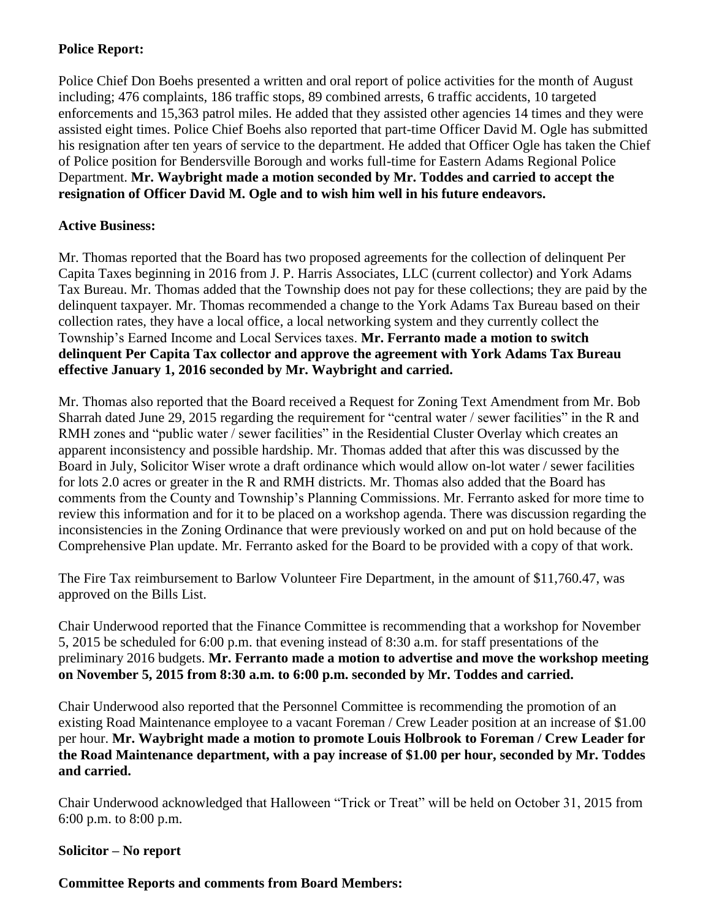**Police Report:**

Police Chief Don Boehs presented a written and oral report of police activities for the month of August including; 476 complaints, 186 traffic stops, 89 combined arrests, 6 traffic accidents, 10 targeted enforcements and 15,363 patrol miles. He added that they assisted other agencies 14 times and they were assisted eight times. Police Chief Boehs also reported that part-time Officer David M. Ogle has submitted his resignation after ten years of service to the department. He added that Officer Ogle has taken the Chief of Police position for Bendersville Borough and works full-time for Eastern Adams Regional Police Department. **Mr. Waybright made a motion seconded by Mr. Toddes and carried to accept the resignation of Officer David M. Ogle and to wish him well in his future endeavors.**

**Active Business:**

Mr. Thomas reported that the Board has two proposed agreements for the collection of delinquent Per Capita Taxes beginning in 2016 from J. P. Harris Associates, LLC (current collector) and York Adams Tax Bureau. Mr. Thomas added that the Township does not pay for these collections; they are paid by the delinquent taxpayer. Mr. Thomas recommended a change to the York Adams Tax Bureau based on their collection rates, they have a local office, a local networking system and they currently collect the Township's Earned Income and Local Services taxes. **Mr. Ferranto made a motion to switch delinquent Per Capita Tax collector and approve the agreement with York Adams Tax Bureau effective January 1, 2016 seconded by Mr. Waybright and carried.**

Mr. Thomas also reported that the Board received a Request for Zoning Text Amendment from Mr. Bob Sharrah dated June 29, 2015 regarding the requirement for "central water / sewer facilities" in the R and RMH zones and "public water / sewer facilities" in the Residential Cluster Overlay which creates an apparent inconsistency and possible hardship. Mr. Thomas added that after this was discussed by the Board in July, Solicitor Wiser wrote a draft ordinance which would allow on-lot water / sewer facilities for lots 2.0 acres or greater in the R and RMH districts. Mr. Thomas also added that the Board has comments from the County and Township's Planning Commissions. Mr. Ferranto asked for more time to review this information and for it to be placed on a workshop agenda. There was discussion regarding the inconsistencies in the Zoning Ordinance that were previously worked on and put on hold because of the Comprehensive Plan update. Mr. Ferranto asked for the Board to be provided with a copy of that work.

The Fire Tax reimbursement to Barlow Volunteer Fire Department, in the amount of $11,760.47, was approved on the Bills List.

Chair Underwood reported that the Finance Committee is recommending that a workshop for November 5, 2015 be scheduled for 6:00 p.m. that evening instead of 8:30 a.m. for staff presentations of the preliminary 2016 budgets. **Mr. Ferranto made a motion to advertise and move the workshop meeting on November 5, 2015 from 8:30 a.m. to 6:00 p.m. seconded by Mr. Toddes and carried.**

Chair Underwood also reported that the Personnel Committee is recommending the promotion of an existing Road Maintenance employee to a vacant Foreman / Crew Leader position at an increase of $1.00 per hour. **Mr. Waybright made a motion to promote Louis Holbrook to Foreman / Crew Leader for the Road Maintenance department, with a pay increase of $1.00 per hour, seconded by Mr. Toddes and carried.**

Chair Underwood acknowledged that Halloween "Trick or Treat" will be held on October 31, 2015 from 6:00 p.m. to 8:00 p.m.

**Solicitor – No report**

**Committee Reports and comments from Board Members:**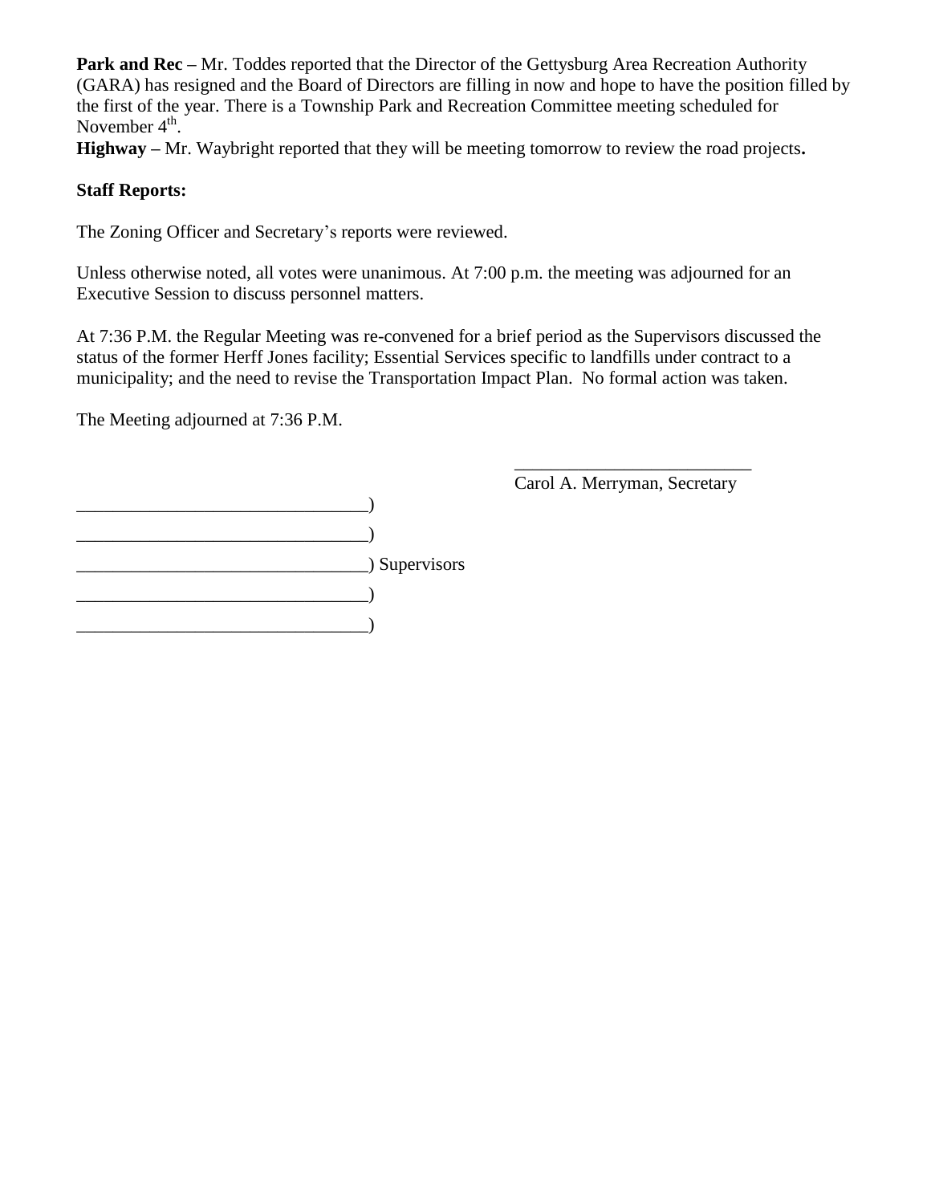**Park and Rec –** Mr. Toddes reported that the Director of the Gettysburg Area Recreation Authority (GARA) has resigned and the Board of Directors are filling in now and hope to have the position filled by the first of the year. There is a Township Park and Recreation Committee meeting scheduled for November 4th.

**Highway –** Mr. Waybright reported that they will be meeting tomorrow to review the road projects**.**

**Staff Reports:**

The Zoning Officer and Secretary's reports were reviewed.

Unless otherwise noted, all votes were unanimous. At 7:00 p.m. the meeting was adjourned for an Executive Session to discuss personnel matters.

At 7:36 P.M. the Regular Meeting was re-convened for a brief period as the Supervisors discussed the status of the former Herff Jones facility; Essential Services specific to landfills under contract to a municipality; and the need to revise the Transportation Impact Plan. No formal action was taken.

The Meeting adjourned at 7:36 P.M.

__________________________
Carol A. Merryman, Secretary

________________________________)
________________________________)
________________________________) Supervisors
________________________________)
________________________________)